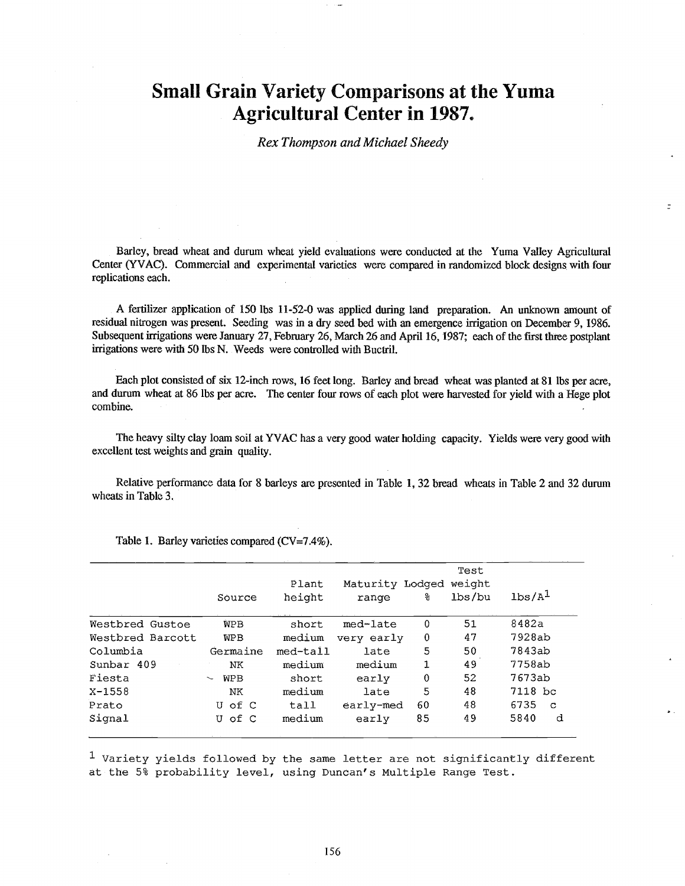# Small Grain Variety Comparisons at the Yuma Agricultural Center in 1987.

*Rex Thompson and Michael Sheedy*

Barley, bread wheat and durum wheat yield evaluations were conducted at the Yuma Valley Agricultural Center (YVAC). Commercial and experimental varieties were compared in randomized block designs with four replications each.

A fertilizer application of 150 lbs 11-52-0 was applied during land preparation. An unknown amount of residual nitrogen was present. Seeding was in a dry seed bed with an emergence irrigation on December 9, 1986. Subsequent irrigations were January 27, February 26, March 26 and April 16, 1987; each of the first three postplant irrigations were with 50 lbs N. Weeds were controlled with Buctril.

Each plot consisted of six 12-inch rows, 16 feet long. Barley and bread wheat was planted at 81 lbs per acre, and durum wheat at 86 lbs per acre. The center four rows of each plot were harvested for yield with a Hege plot combine.

The heavy silty clay loam soil at YVAC has a very good water holding capacity. Yields were very good with excellent test weights and grain quality.

Relative performance data for 8 barleys are presented in Table 1, 32 bread wheats in Table 2 and 32 durum wheats in Table 3.

Table 1. Barley varieties compared (CV=7.4%).

| | Source | Plant height | Maturity range | Lodged % | Test weight lbs/bu | lbs/A[1] |
|---|---|---|---|---|---|---|
| Westbred Gustoe | WPB | short | med-late | 0 | 51 | 8482a |
| Westbred Barcott | WPB | medium | very early | 0 | 47 | 7928ab |
| Columbia | Germaine | med-tall | late | 5 | 50 | 7843ab |
| Sunbar 409 | NK | medium | medium | 1 | 49 | 7758ab |
| Fiesta | WPB | short | early | 0 | 52 | 7673ab |
| X-1558 | NK | medium | late | 5 | 48 | 7118 bc |
| Prato | U of C | tall | early-med | 60 | 48 | 6735 c |
| Signal | U of C | medium | early | 85 | 49 | 5840 d |

[1] Variety yields followed by the same letter are not significantly different at the 5% probability level, using Duncan's Multiple Range Test.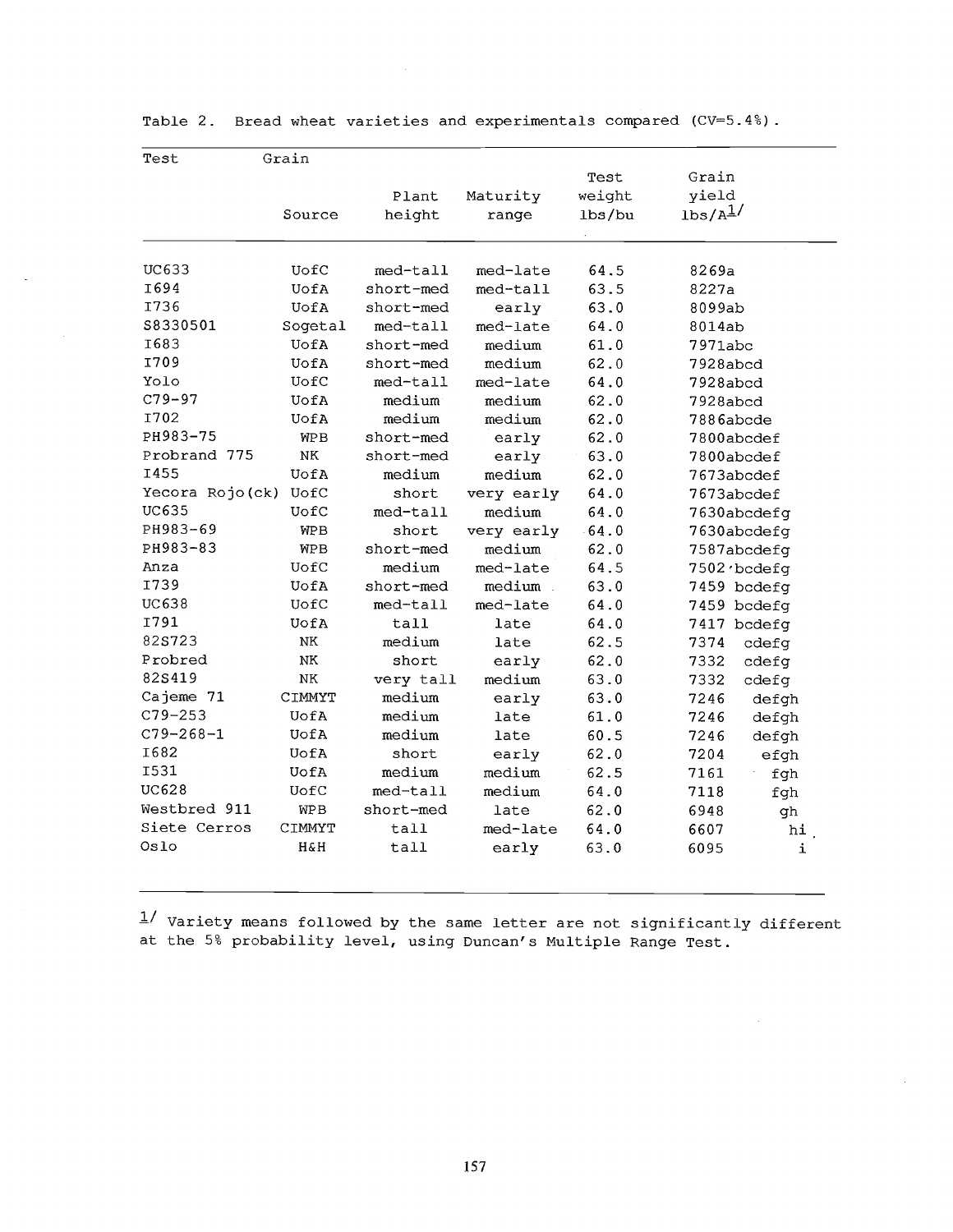Table 2. Bread wheat varieties and experimentals compared (CV=5.4%).

| Test Grain | Source | Plant height | Maturity range | Test weight lbs/bu | Grain yield lbs/A[1] |
|---|---|---|---|---|---|
| UC633 | UofC | med-tall | med-late | 64.5 | 8269a |
| I694 | UofA | short-med | med-tall | 63.5 | 8227a |
| I736 | UofA | short-med | early | 63.0 | 8099ab |
| S8330501 | Sogetal | med-tall | med-late | 64.0 | 8014ab |
| I683 | UofA | short-med | medium | 61.0 | 7971abc |
| I709 | UofA | short-med | medium | 62.0 | 7928abcd |
| Yolo | UofC | med-tall | med-late | 64.0 | 7928abcd |
| C79-97 | UofA | medium | medium | 62.0 | 7928abcd |
| I702 | UofA | medium | medium | 62.0 | 7886abcde |
| PH983-75 | WPB | short-med | early | 62.0 | 7800abcdef |
| Probrand 775 | NK | short-med | early | 63.0 | 7800abcdef |
| I455 | UofA | medium | medium | 62.0 | 7673abcdef |
| Yecora Rojo(ck) | UofC | short | very early | 64.0 | 7673abcdef |
| UC635 | UofC | med-tall | medium | 64.0 | 7630abcdefg |
| PH983-69 | WPB | short | very early | 64.0 | 7630abcdefg |
| PH983-83 | WPB | short-med | medium | 62.0 | 7587abcdefg |
| Anza | UofC | medium | med-late | 64.5 | 7502 bcdefg |
| I739 | UofA | short-med | medium | 63.0 | 7459 bcdefg |
| UC638 | UofC | med-tall | med-late | 64.0 | 7459 bcdefg |
| I791 | UofA | tall | late | 64.0 | 7417 bcdefg |
| 82S723 | NK | medium | late | 62.5 | 7374 cdefg |
| Probred | NK | short | early | 62.0 | 7332 cdefg |
| 82S419 | NK | very tall | medium | 63.0 | 7332 cdefg |
| Cajeme 71 | CIMMYT | medium | early | 63.0 | 7246 defgh |
| C79-253 | UofA | medium | late | 61.0 | 7246 defgh |
| C79-268-1 | UofA | medium | late | 60.5 | 7246 defgh |
| I682 | UofA | short | early | 62.0 | 7204 efgh |
| I531 | UofA | medium | medium | 62.5 | 7161 fgh |
| UC628 | UofC | med-tall | medium | 64.0 | 7118 fgh |
| Westbred 911 | WPB | short-med | late | 62.0 | 6948 gh |
| Siete Cerros | CIMMYT | tall | med-late | 64.0 | 6607 hi |
| Oslo | H&H | tall | early | 63.0 | 6095 i |

[1] Variety means followed by the same letter are not significantly different at the 5% probability level, using Duncan's Multiple Range Test.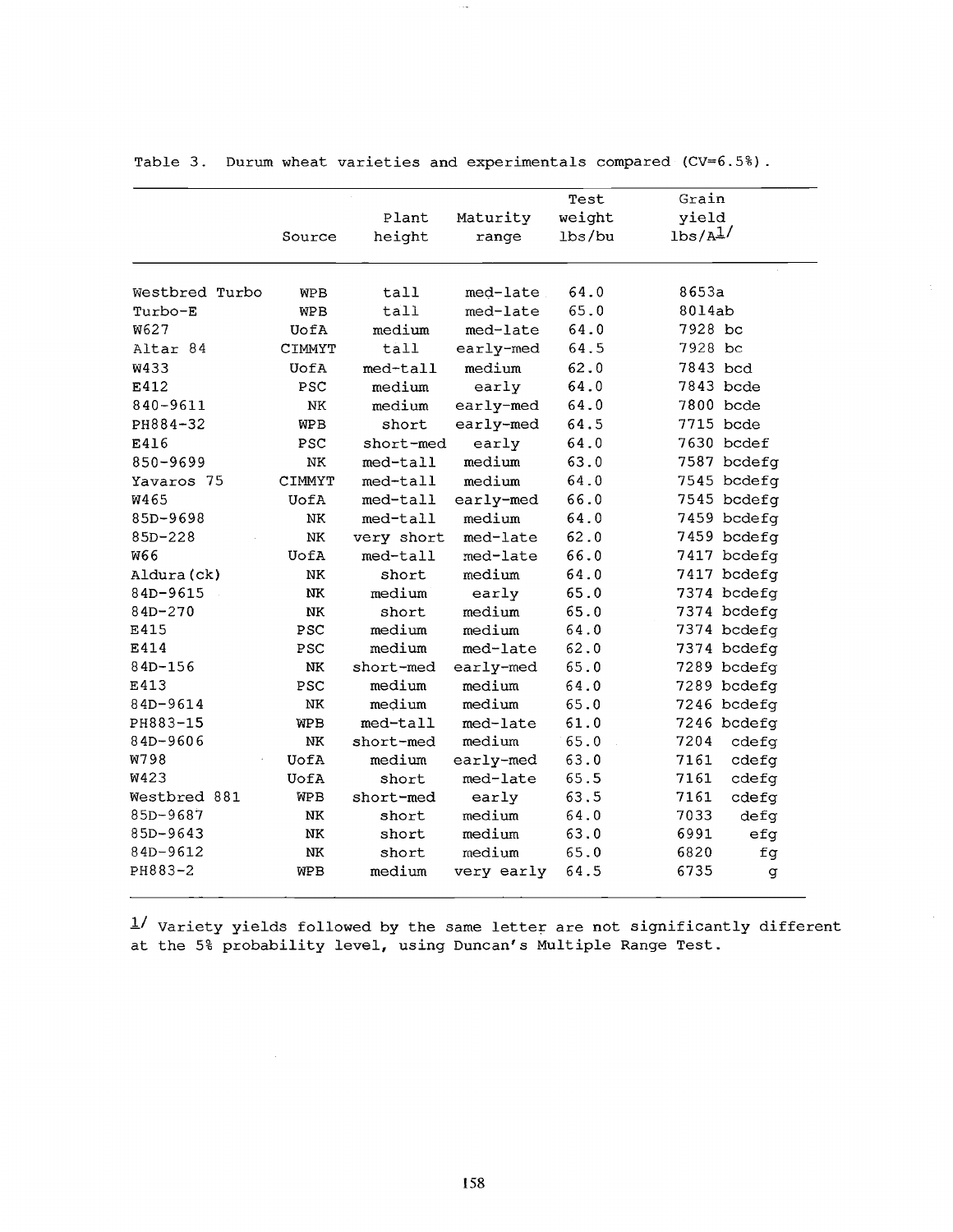Table 3. Durum wheat varieties and experimentals compared (CV=6.5%).

| | Source | Plant height | Maturity range | Test weight lbs/bu | Grain yield lbs/A[1] |
|---|---|---|---|---|---|
| Westbred Turbo | WPB | tall | med-late | 64.0 | 8653a |
| Turbo-E | WPB | tall | med-late | 65.0 | 8014ab |
| W627 | UofA | medium | med-late | 64.0 | 7928 bc |
| Altar 84 | CIMMYT | tall | early-med | 64.5 | 7928 bc |
| W433 | UofA | med-tall | medium | 62.0 | 7843 bcd |
| E412 | PSC | medium | early | 64.0 | 7843 bcde |
| 840-9611 | NK | medium | early-med | 64.0 | 7800 bcde |
| PH884-32 | WPB | short | early-med | 64.5 | 7715 bcde |
| E416 | PSC | short-med | early | 64.0 | 7630 bcdef |
| 850-9699 | NK | med-tall | medium | 63.0 | 7587 bcdefg |
| Yavaros 75 | CIMMYT | med-tall | medium | 64.0 | 7545 bcdefg |
| W465 | UofA | med-tall | early-med | 66.0 | 7545 bcdefg |
| 85D-9698 | NK | med-tall | medium | 64.0 | 7459 bcdefg |
| 85D-228 | NK | very short | med-late | 62.0 | 7459 bcdefg |
| W66 | UofA | med-tall | med-late | 66.0 | 7417 bcdefg |
| Aldura(ck) | NK | short | medium | 64.0 | 7417 bcdefg |
| 84D-9615 | NK | medium | early | 65.0 | 7374 bcdefg |
| 84D-270 | NK | short | medium | 65.0 | 7374 bcdefg |
| E415 | PSC | medium | medium | 64.0 | 7374 bcdefg |
| E414 | PSC | medium | med-late | 62.0 | 7374 bcdefg |
| 84D-156 | NK | short-med | early-med | 65.0 | 7289 bcdefg |
| E413 | PSC | medium | medium | 64.0 | 7289 bcdefg |
| 84D-9614 | NK | medium | medium | 65.0 | 7246 bcdefg |
| PH883-15 | WPB | med-tall | med-late | 61.0 | 7246 bcdefg |
| 84D-9606 | NK | short-med | medium | 65.0 | 7204 cdefg |
| W798 | UofA | medium | early-med | 63.0 | 7161 cdefg |
| W423 | UofA | short | med-late | 65.5 | 7161 cdefg |
| Westbred 881 | WPB | short-med | early | 63.5 | 7161 cdefg |
| 85D-9687 | NK | short | medium | 64.0 | 7033 defg |
| 85D-9643 | NK | short | medium | 63.0 | 6991 efg |
| 84D-9612 | NK | short | medium | 65.0 | 6820 fg |
| PH883-2 | WPB | medium | very early | 64.5 | 6735 g |

[1] Variety yields followed by the same letter are not significantly different at the 5% probability level, using Duncan's Multiple Range Test.